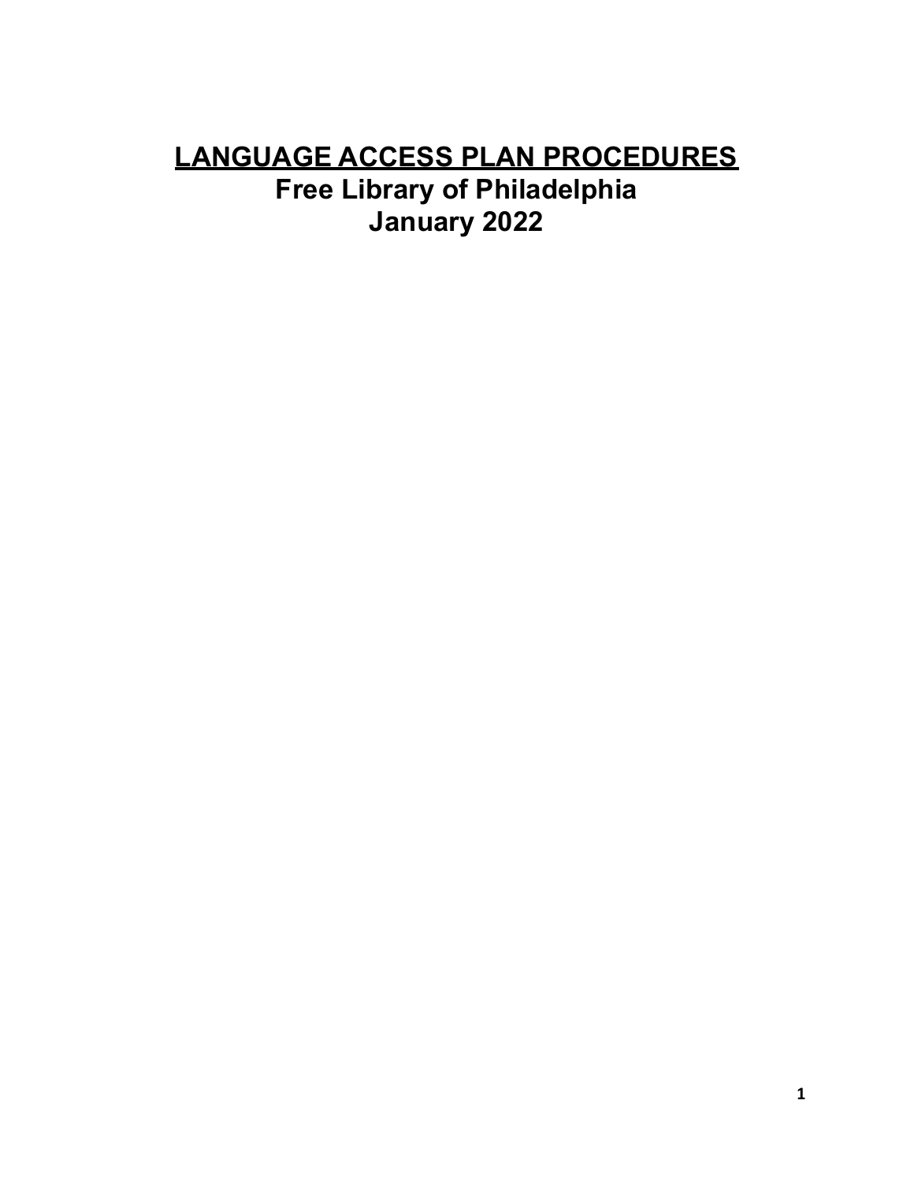# <u>LANGUAGE ACCESS PLAN PROCEDURES</u>

**Free Library of Philadelphia**

**January 2022**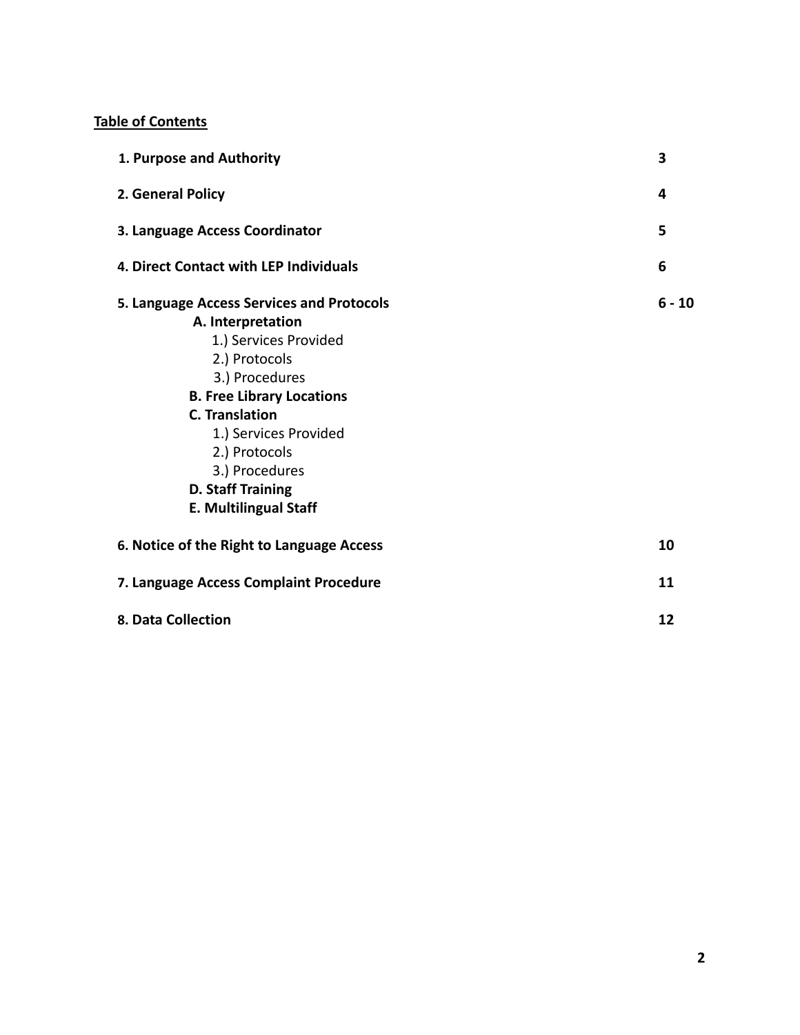**Table of Contents**

| | |
|---|---|
| **1. Purpose and Authority** | **3** |
| **2. General Policy** | **4** |
| **3. Language Access Coordinator** | **5** |
| **4. Direct Contact with LEP Individuals** | **6** |
| **5. Language Access Services and Protocols** | **6 - 10** |
| **A. Interpretation** | |
| 1.) Services Provided | |
| 2.) Protocols | |
| 3.) Procedures | |
| **B. Free Library Locations** | |
| **C. Translation** | |
| 1.) Services Provided | |
| 2.) Protocols | |
| 3.) Procedures | |
| **D. Staff Training** | |
| **E. Multilingual Staff** | |
| **6. Notice of the Right to Language Access** | **10** |
| **7. Language Access Complaint Procedure** | **11** |
| **8. Data Collection** | **12** |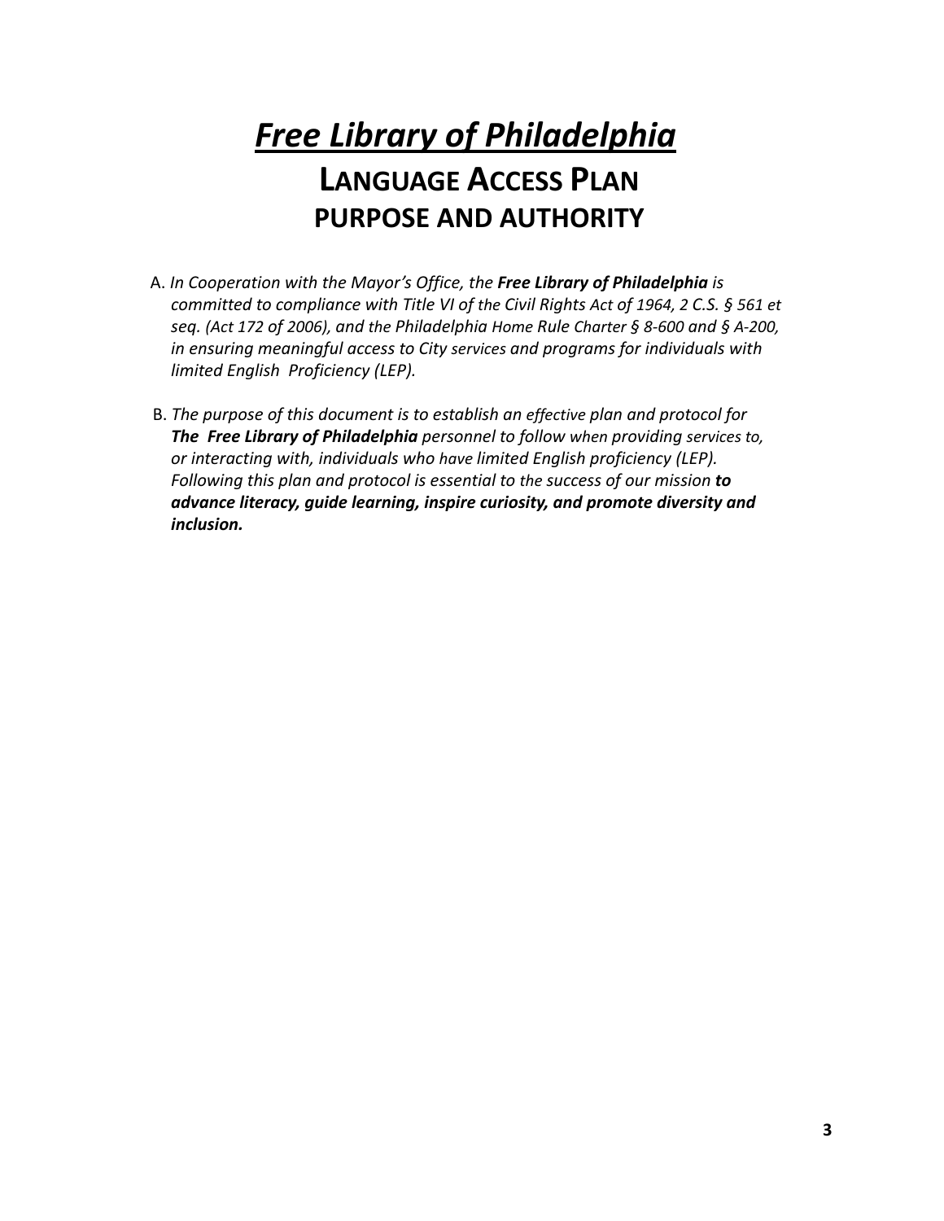# ***Free Library of Philadelphia***

## LANGUAGE ACCESS PLAN

## PURPOSE AND AUTHORITY

A. *In Cooperation with the Mayor's Office, the **Free Library of Philadelphia** is committed to compliance with Title VI of the Civil Rights Act of 1964, 2 C.S. § 561 et seq. (Act 172 of 2006), and the Philadelphia Home Rule Charter § 8-600 and § A-200, in ensuring meaningful access to City services and programs for individuals with limited English Proficiency (LEP).*

B. *The purpose of this document is to establish an effective plan and protocol for **The Free Library of Philadelphia** personnel to follow when providing services to, or interacting with, individuals who have limited English proficiency (LEP). Following this plan and protocol is essential to the success of our mission **to advance literacy, guide learning, inspire curiosity, and promote diversity and inclusion.***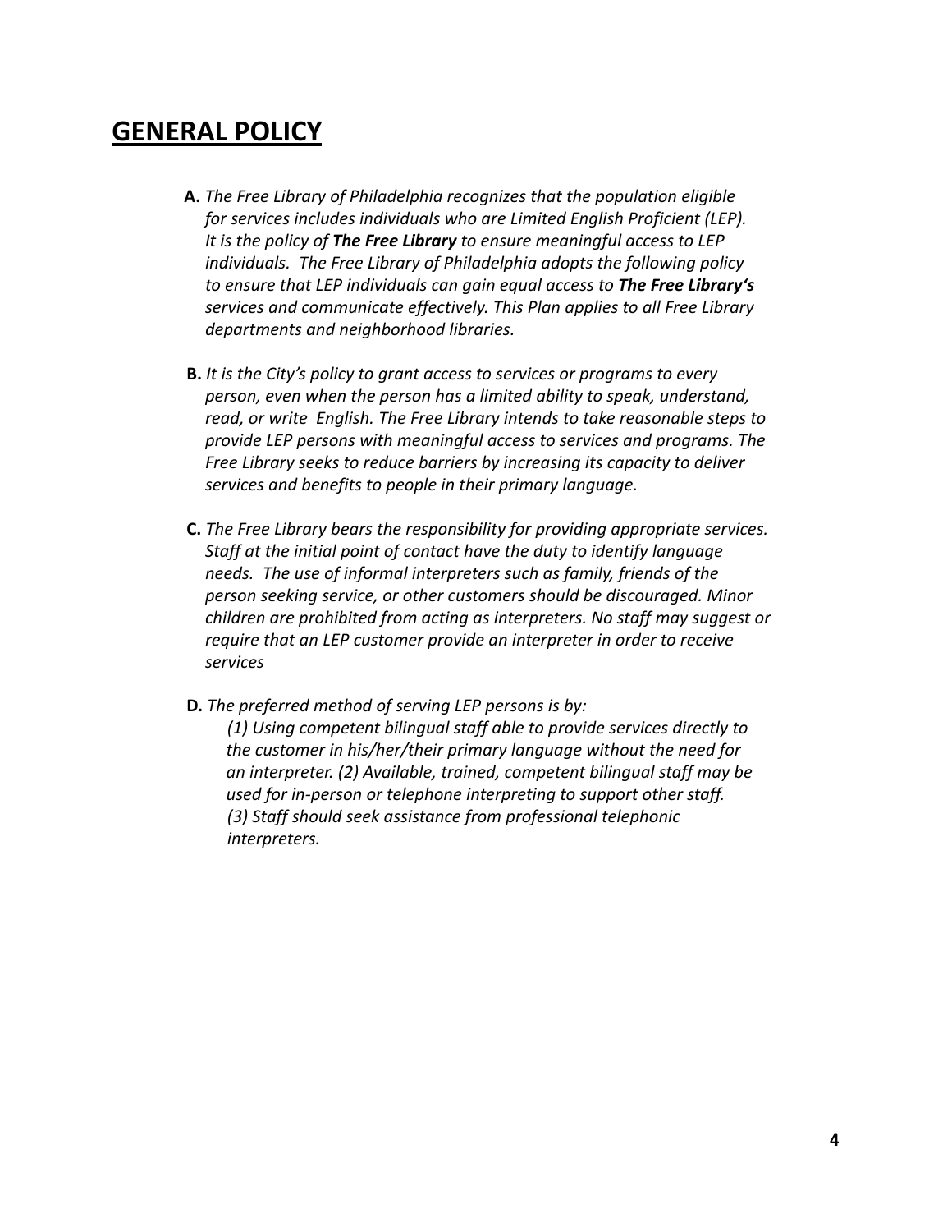## GENERAL POLICY

**A.** *The Free Library of Philadelphia recognizes that the population eligible for services includes individuals who are Limited English Proficient (LEP). It is the policy of* ***The Free Library*** *to ensure meaningful access to LEP individuals. The Free Library of Philadelphia adopts the following policy to ensure that LEP individuals can gain equal access to* ***The Free Library's*** *services and communicate effectively. This Plan applies to all Free Library departments and neighborhood libraries.*

**B.** *It is the City's policy to grant access to services or programs to every person, even when the person has a limited ability to speak, understand, read, or write English. The Free Library intends to take reasonable steps to provide LEP persons with meaningful access to services and programs. The Free Library seeks to reduce barriers by increasing its capacity to deliver services and benefits to people in their primary language.*

**C.** *The Free Library bears the responsibility for providing appropriate services. Staff at the initial point of contact have the duty to identify language needs. The use of informal interpreters such as family, friends of the person seeking service, or other customers should be discouraged. Minor children are prohibited from acting as interpreters. No staff may suggest or require that an LEP customer provide an interpreter in order to receive services*

**D.** *The preferred method of serving LEP persons is by:*

*(1) Using competent bilingual staff able to provide services directly to the customer in his/her/their primary language without the need for an interpreter. (2) Available, trained, competent bilingual staff may be used for in-person or telephone interpreting to support other staff. (3) Staff should seek assistance from professional telephonic interpreters.*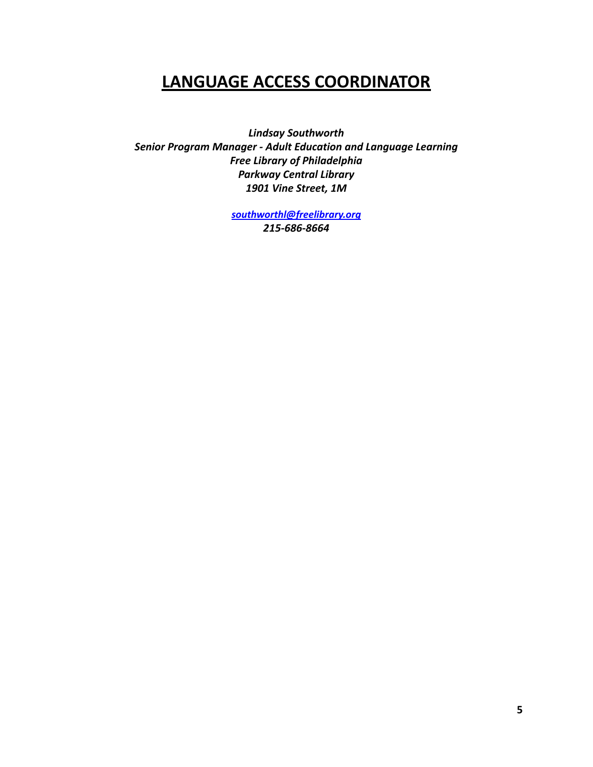# LANGUAGE ACCESS COORDINATOR

***Lindsay Southworth***
***Senior Program Manager - Adult Education and Language Learning***
***Free Library of Philadelphia***
***Parkway Central Library***
***1901 Vine Street, 1M***

***southworthl@freelibrary.org***
***215-686-8664***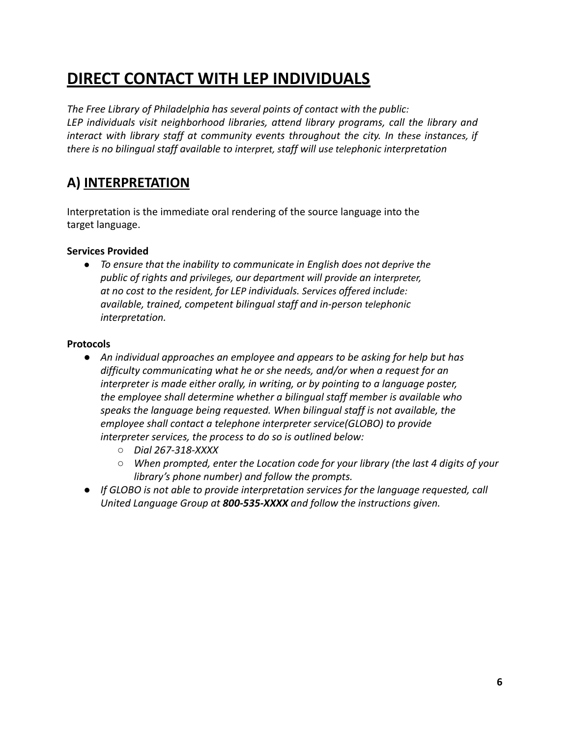# DIRECT CONTACT WITH LEP INDIVIDUALS

*The Free Library of Philadelphia has several points of contact with the public: LEP individuals visit neighborhood libraries, attend library programs, call the library and interact with library staff at community events throughout the city. In these instances, if there is no bilingual staff available to interpret, staff will use telephonic interpretation*

## A) INTERPRETATION

Interpretation is the immediate oral rendering of the source language into the target language.

**Services Provided**

- *To ensure that the inability to communicate in English does not deprive the public of rights and privileges, our department will provide an interpreter, at no cost to the resident, for LEP individuals. Services offered include: available, trained, competent bilingual staff and in-person telephonic interpretation.*

**Protocols**

- *An individual approaches an employee and appears to be asking for help but has difficulty communicating what he or she needs, and/or when a request for an interpreter is made either orally, in writing, or by pointing to a language poster, the employee shall determine whether a bilingual staff member is available who speaks the language being requested. When bilingual staff is not available, the employee shall contact a telephone interpreter service(GLOBO) to provide interpreter services, the process to do so is outlined below:*
    - *Dial 267-318-XXXX*
    - *When prompted, enter the Location code for your library (the last 4 digits of your library's phone number) and follow the prompts.*
- *If GLOBO is not able to provide interpretation services for the language requested, call United Language Group at **800-535-XXXX** and follow the instructions given.*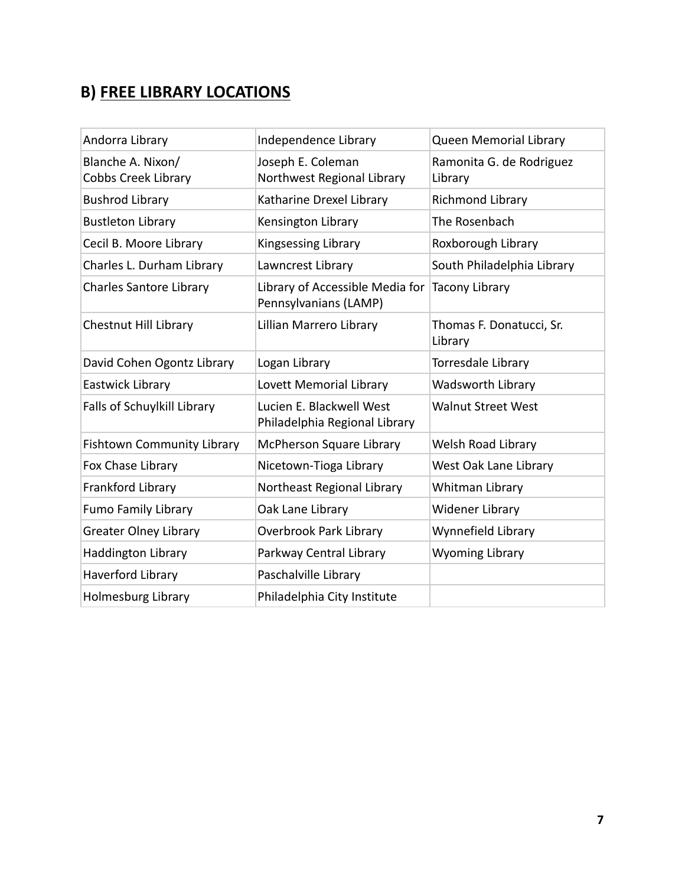## B) FREE LIBRARY LOCATIONS

| | | |
|---|---|---|
| Andorra Library | Independence Library | Queen Memorial Library |
| Blanche A. Nixon/ Cobbs Creek Library | Joseph E. Coleman Northwest Regional Library | Ramonita G. de Rodriguez Library |
| Bushrod Library | Katharine Drexel Library | Richmond Library |
| Bustleton Library | Kensington Library | The Rosenbach |
| Cecil B. Moore Library | Kingsessing Library | Roxborough Library |
| Charles L. Durham Library | Lawncrest Library | South Philadelphia Library |
| Charles Santore Library | Library of Accessible Media for Pennsylvanians (LAMP) | Tacony Library |
| Chestnut Hill Library | Lillian Marrero Library | Thomas F. Donatucci, Sr. Library |
| David Cohen Ogontz Library | Logan Library | Torresdale Library |
| Eastwick Library | Lovett Memorial Library | Wadsworth Library |
| Falls of Schuylkill Library | Lucien E. Blackwell West Philadelphia Regional Library | Walnut Street West |
| Fishtown Community Library | McPherson Square Library | Welsh Road Library |
| Fox Chase Library | Nicetown-Tioga Library | West Oak Lane Library |
| Frankford Library | Northeast Regional Library | Whitman Library |
| Fumo Family Library | Oak Lane Library | Widener Library |
| Greater Olney Library | Overbrook Park Library | Wynnefield Library |
| Haddington Library | Parkway Central Library | Wyoming Library |
| Haverford Library | Paschalville Library | |
| Holmesburg Library | Philadelphia City Institute | |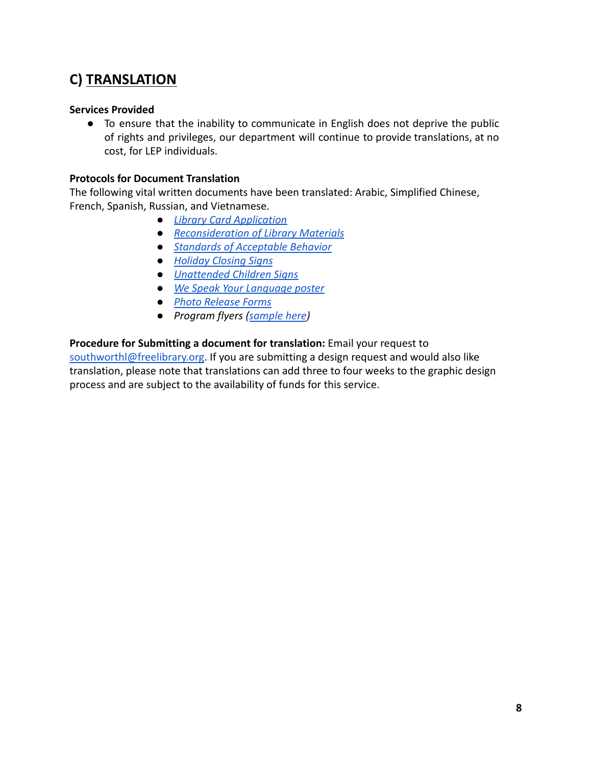## C) TRANSLATION

**Services Provided**

- To ensure that the inability to communicate in English does not deprive the public of rights and privileges, our department will continue to provide translations, at no cost, for LEP individuals.

**Protocols for Document Translation**

The following vital written documents have been translated: Arabic, Simplified Chinese, French, Spanish, Russian, and Vietnamese.

- *Library Card Application*
- *Reconsideration of Library Materials*
- *Standards of Acceptable Behavior*
- *Holiday Closing Signs*
- *Unattended Children Signs*
- *We Speak Your Language poster*
- *Photo Release Forms*
- *Program flyers (sample here)*

**Procedure for Submitting a document for translation:** Email your request to southworthl@freelibrary.org. If you are submitting a design request and would also like translation, please note that translations can add three to four weeks to the graphic design process and are subject to the availability of funds for this service.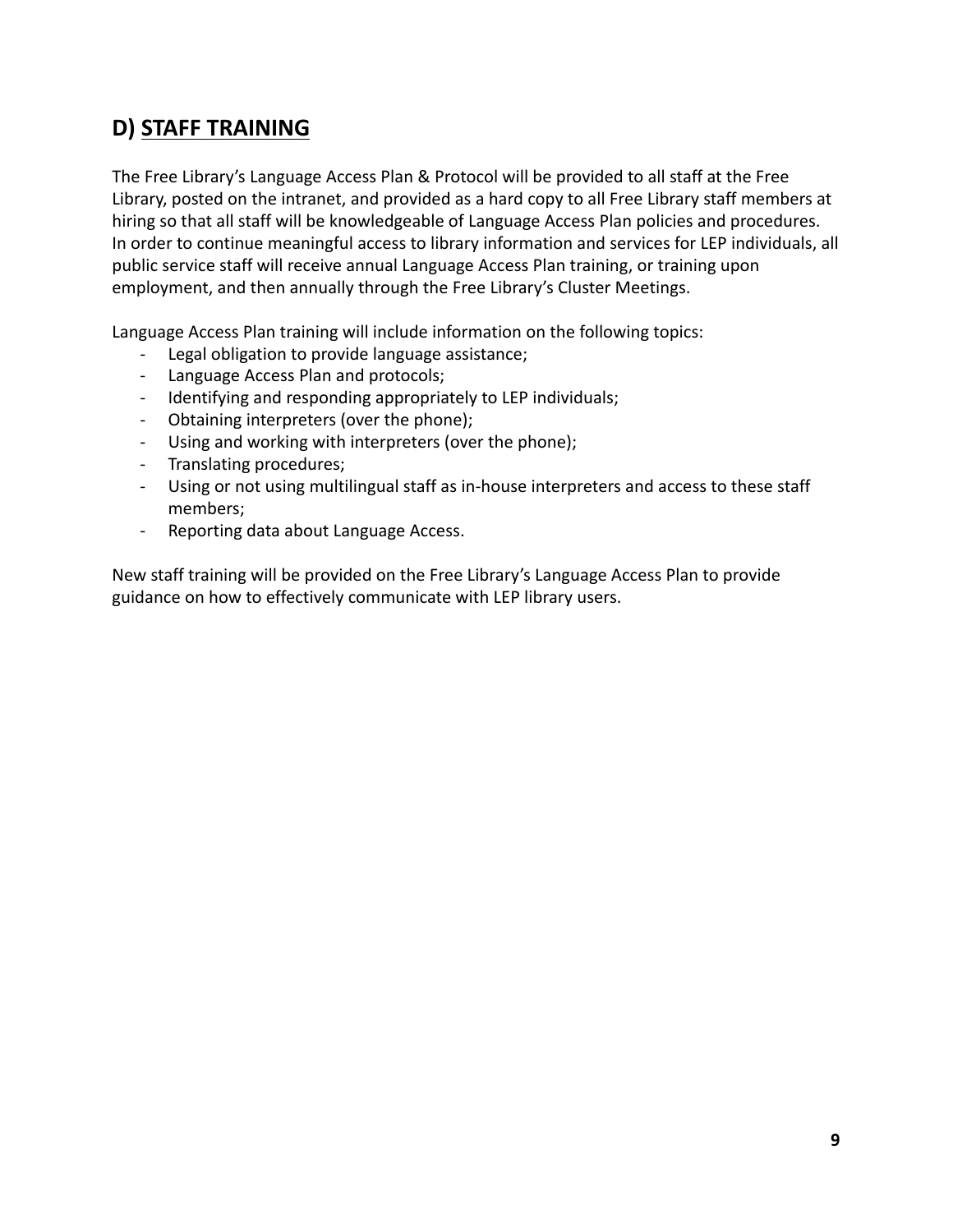## D) STAFF TRAINING

The Free Library's Language Access Plan & Protocol will be provided to all staff at the Free Library, posted on the intranet, and provided as a hard copy to all Free Library staff members at hiring so that all staff will be knowledgeable of Language Access Plan policies and procedures. In order to continue meaningful access to library information and services for LEP individuals, all public service staff will receive annual Language Access Plan training, or training upon employment, and then annually through the Free Library's Cluster Meetings.

Language Access Plan training will include information on the following topics:

- Legal obligation to provide language assistance;
- Language Access Plan and protocols;
- Identifying and responding appropriately to LEP individuals;
- Obtaining interpreters (over the phone);
- Using and working with interpreters (over the phone);
- Translating procedures;
- Using or not using multilingual staff as in-house interpreters and access to these staff members;
- Reporting data about Language Access.

New staff training will be provided on the Free Library's Language Access Plan to provide guidance on how to effectively communicate with LEP library users.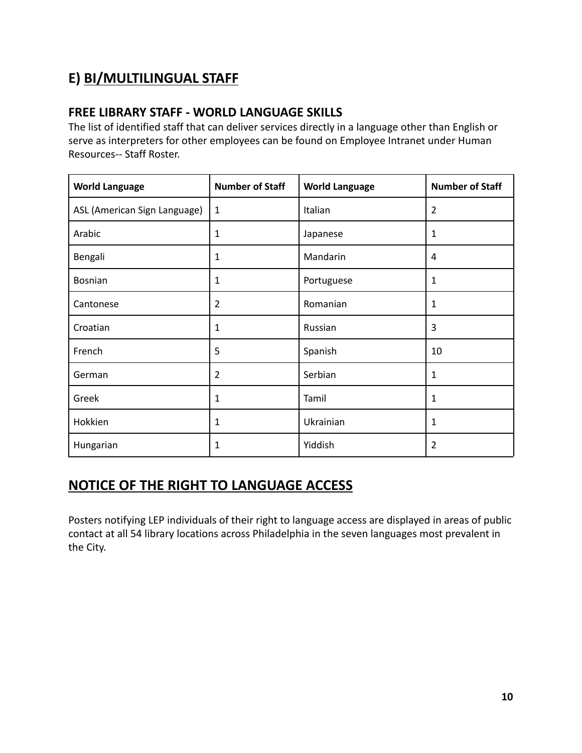## E) BI/MULTILINGUAL STAFF

### FREE LIBRARY STAFF - WORLD LANGUAGE SKILLS

The list of identified staff that can deliver services directly in a language other than English or serve as interpreters for other employees can be found on Employee Intranet under Human Resources-- Staff Roster.

| World Language | Number of Staff | World Language | Number of Staff |
|---|---|---|---|
| ASL (American Sign Language) | 1 | Italian | 2 |
| Arabic | 1 | Japanese | 1 |
| Bengali | 1 | Mandarin | 4 |
| Bosnian | 1 | Portuguese | 1 |
| Cantonese | 2 | Romanian | 1 |
| Croatian | 1 | Russian | 3 |
| French | 5 | Spanish | 10 |
| German | 2 | Serbian | 1 |
| Greek | 1 | Tamil | 1 |
| Hokkien | 1 | Ukrainian | 1 |
| Hungarian | 1 | Yiddish | 2 |

## NOTICE OF THE RIGHT TO LANGUAGE ACCESS

Posters notifying LEP individuals of their right to language access are displayed in areas of public contact at all 54 library locations across Philadelphia in the seven languages most prevalent in the City.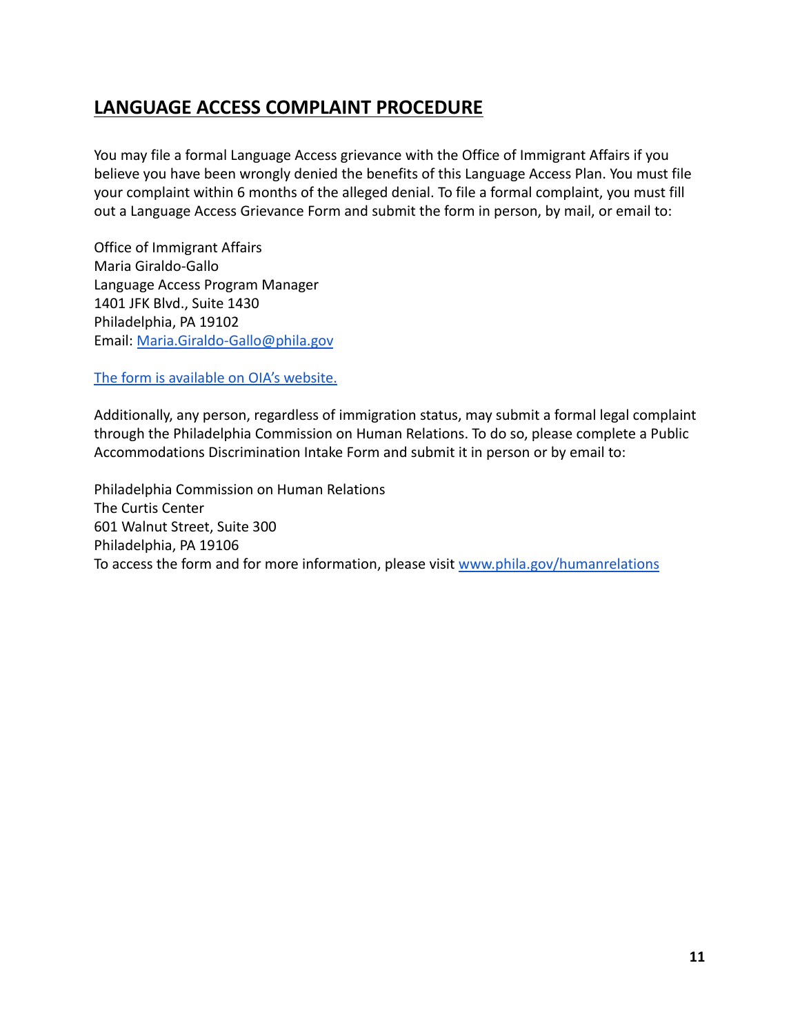## LANGUAGE ACCESS COMPLAINT PROCEDURE

You may file a formal Language Access grievance with the Office of Immigrant Affairs if you believe you have been wrongly denied the benefits of this Language Access Plan. You must file your complaint within 6 months of the alleged denial. To file a formal complaint, you must fill out a Language Access Grievance Form and submit the form in person, by mail, or email to:

Office of Immigrant Affairs
Maria Giraldo-Gallo
Language Access Program Manager
1401 JFK Blvd., Suite 1430
Philadelphia, PA 19102
Email: Maria.Giraldo-Gallo@phila.gov

The form is available on OIA's website.

Additionally, any person, regardless of immigration status, may submit a formal legal complaint through the Philadelphia Commission on Human Relations. To do so, please complete a Public Accommodations Discrimination Intake Form and submit it in person or by email to:

Philadelphia Commission on Human Relations
The Curtis Center
601 Walnut Street, Suite 300
Philadelphia, PA 19106
To access the form and for more information, please visit www.phila.gov/humanrelations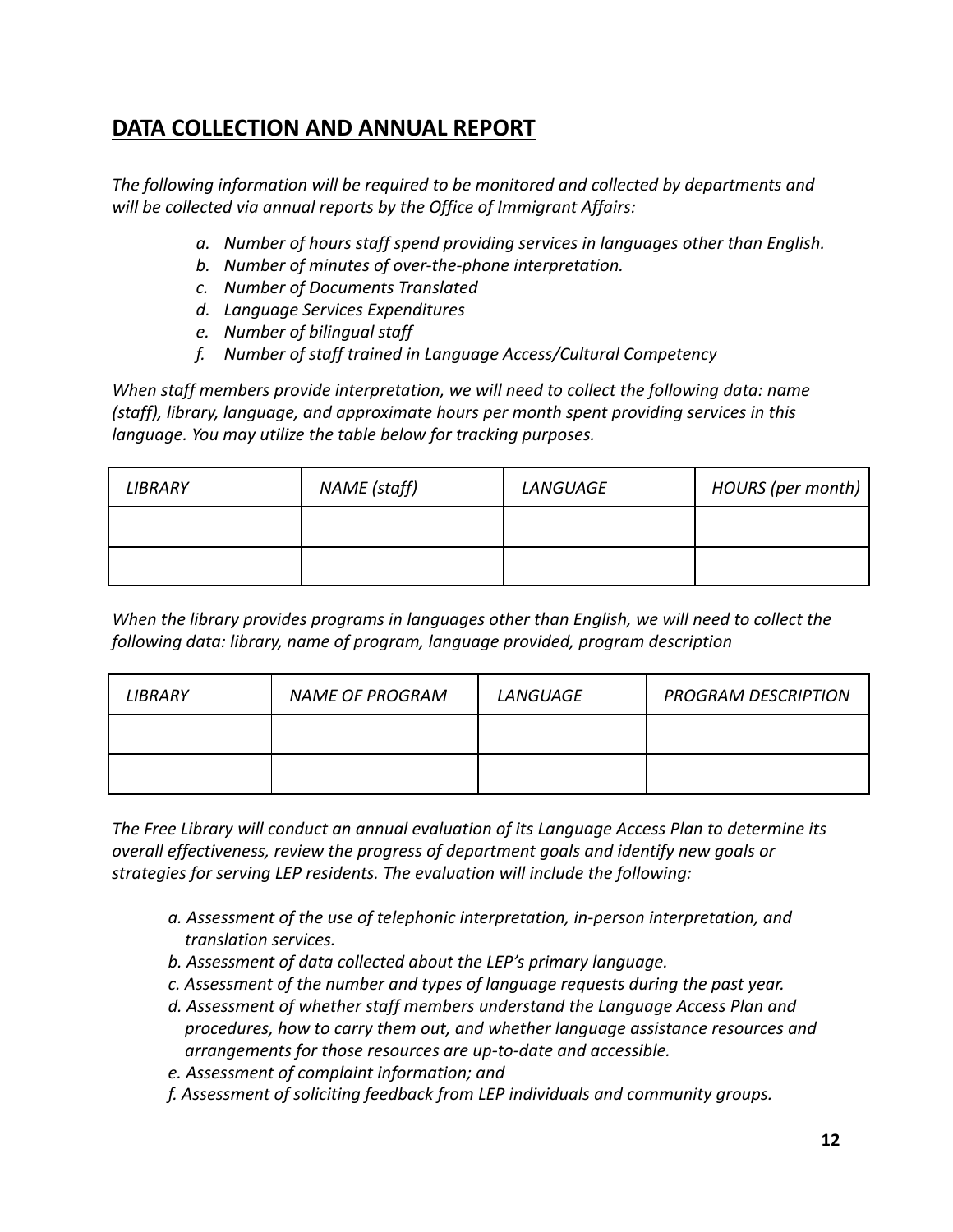## <u>DATA COLLECTION AND ANNUAL REPORT</u>

*The following information will be required to be monitored and collected by departments and will be collected via annual reports by the Office of Immigrant Affairs:*

*a. Number of hours staff spend providing services in languages other than English.*
*b. Number of minutes of over-the-phone interpretation.*
*c. Number of Documents Translated*
*d. Language Services Expenditures*
*e. Number of bilingual staff*
*f. Number of staff trained in Language Access/Cultural Competency*

*When staff members provide interpretation, we will need to collect the following data: name (staff), library, language, and approximate hours per month spent providing services in this language. You may utilize the table below for tracking purposes.*

| *LIBRARY* | *NAME (staff)* | *LANGUAGE* | *HOURS (per month)* |
|---|---|---|---|
| | | | |
| | | | |

*When the library provides programs in languages other than English, we will need to collect the following data: library, name of program, language provided, program description*

| *LIBRARY* | *NAME OF PROGRAM* | *LANGUAGE* | *PROGRAM DESCRIPTION* |
|---|---|---|---|
| | | | |
| | | | |

*The Free Library will conduct an annual evaluation of its Language Access Plan to determine its overall effectiveness, review the progress of department goals and identify new goals or strategies for serving LEP residents. The evaluation will include the following:*

*a. Assessment of the use of telephonic interpretation, in-person interpretation, and translation services.*
*b. Assessment of data collected about the LEP's primary language.*
*c. Assessment of the number and types of language requests during the past year.*
*d. Assessment of whether staff members understand the Language Access Plan and procedures, how to carry them out, and whether language assistance resources and arrangements for those resources are up-to-date and accessible.*
*e. Assessment of complaint information; and*
*f. Assessment of soliciting feedback from LEP individuals and community groups.*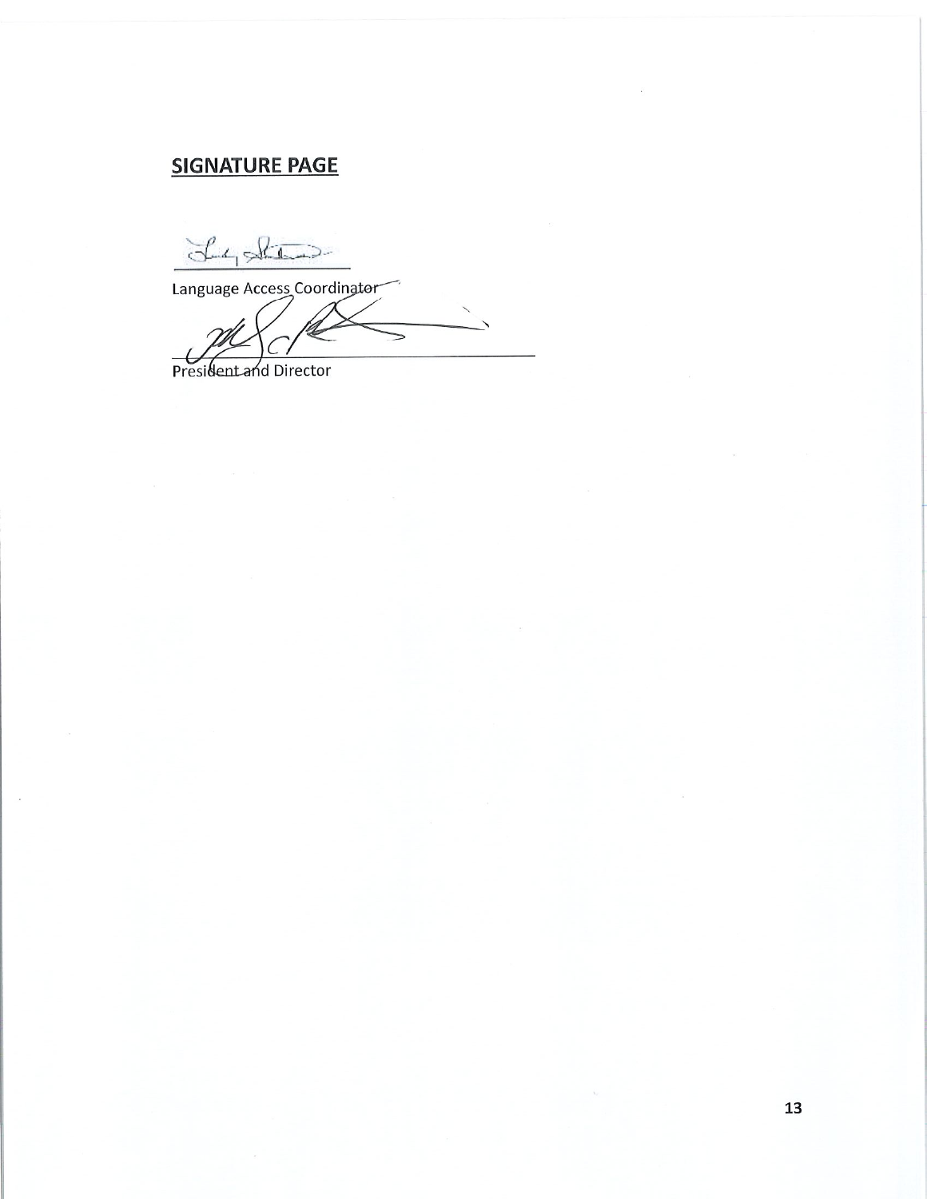## SIGNATURE PAGE

_______________________

Language Access Coordinator

_______________________

President and Director